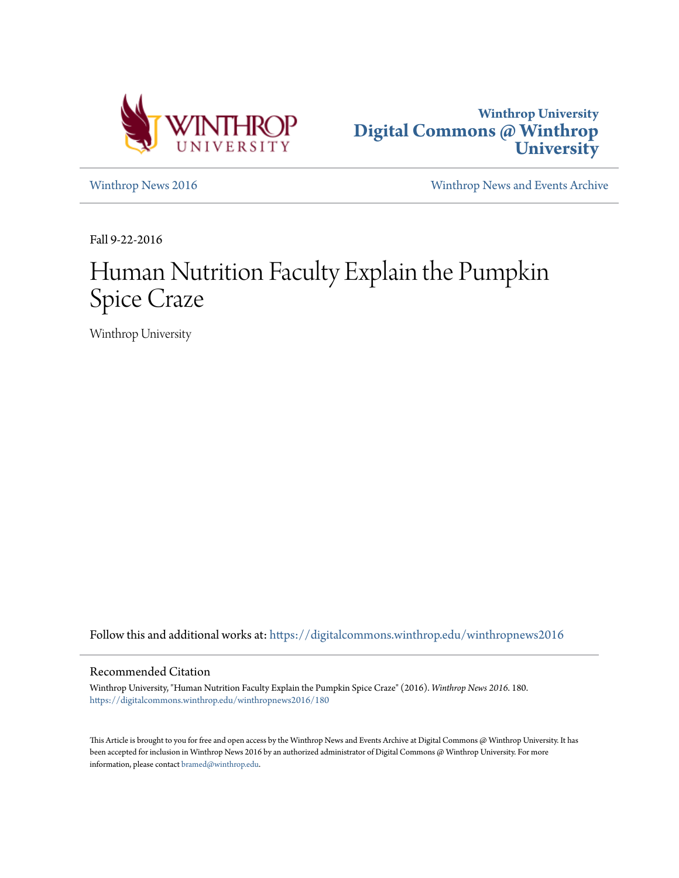Winthrop University
**Digital Commons @ Winthrop University**

Winthrop News 2016 | Winthrop News and Events Archive

Fall 9-22-2016

# Human Nutrition Faculty Explain the Pumpkin Spice Craze

Winthrop University

Follow this and additional works at: https://digitalcommons.winthrop.edu/winthropnews2016

## Recommended Citation

Winthrop University, "Human Nutrition Faculty Explain the Pumpkin Spice Craze" (2016). *Winthrop News 2016*. 180.
https://digitalcommons.winthrop.edu/winthropnews2016/180

This Article is brought to you for free and open access by the Winthrop News and Events Archive at Digital Commons @ Winthrop University. It has been accepted for inclusion in Winthrop News 2016 by an authorized administrator of Digital Commons @ Winthrop University. For more information, please contact bramed@winthrop.edu.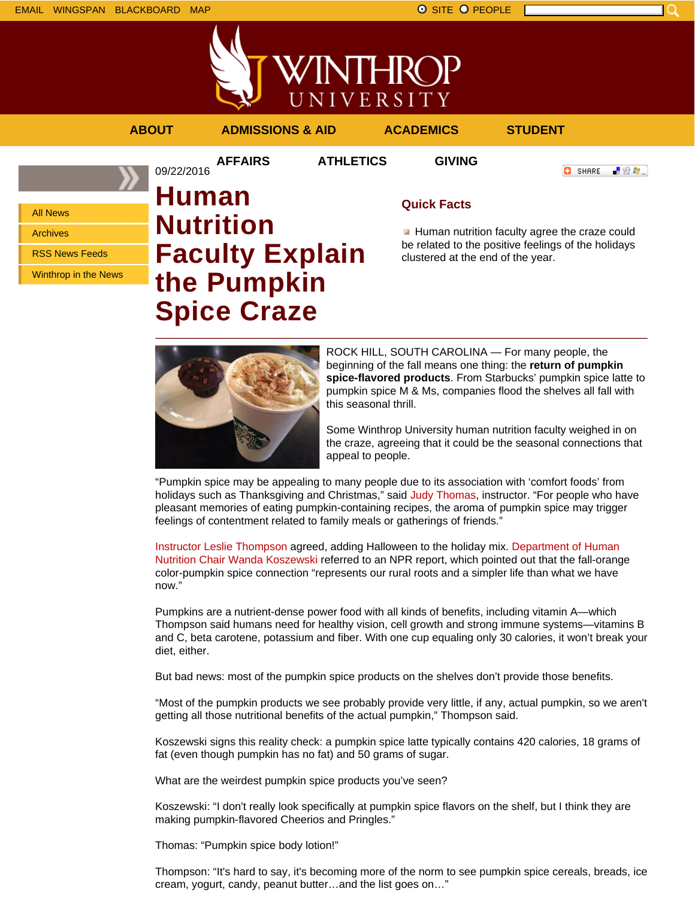EMAIL WINGSPAN BLACKBOARD MAP

SITE PEOPLE

ABOUT ADMISSIONS & AID ACADEMICS STUDENT AFFAIRS ATHLETICS GIVING

- All News
- Archives
- RSS News Feeds
- Winthrop in the News

09/22/2016

# Human Nutrition Faculty Explain the Pumpkin Spice Craze

## Quick Facts

- Human nutrition faculty agree the craze could be related to the positive feelings of the holidays clustered at the end of the year.

ROCK HILL, SOUTH CAROLINA — For many people, the beginning of the fall means one thing: the **return of pumpkin spice-flavored products**. From Starbucks' pumpkin spice latte to pumpkin spice M & Ms, companies flood the shelves all fall with this seasonal thrill.

Some Winthrop University human nutrition faculty weighed in on the craze, agreeing that it could be the seasonal connections that appeal to people.

"Pumpkin spice may be appealing to many people due to its association with 'comfort foods' from holidays such as Thanksgiving and Christmas," said Judy Thomas, instructor. "For people who have pleasant memories of eating pumpkin-containing recipes, the aroma of pumpkin spice may trigger feelings of contentment related to family meals or gatherings of friends."

Instructor Leslie Thompson agreed, adding Halloween to the holiday mix. Department of Human Nutrition Chair Wanda Koszewski referred to an NPR report, which pointed out that the fall-orange color-pumpkin spice connection "represents our rural roots and a simpler life than what we have now."

Pumpkins are a nutrient-dense power food with all kinds of benefits, including vitamin A—which Thompson said humans need for healthy vision, cell growth and strong immune systems—vitamins B and C, beta carotene, potassium and fiber. With one cup equaling only 30 calories, it won't break your diet, either.

But bad news: most of the pumpkin spice products on the shelves don't provide those benefits.

"Most of the pumpkin products we see probably provide very little, if any, actual pumpkin, so we aren't getting all those nutritional benefits of the actual pumpkin," Thompson said.

Koszewski signs this reality check: a pumpkin spice latte typically contains 420 calories, 18 grams of fat (even though pumpkin has no fat) and 50 grams of sugar.

What are the weirdest pumpkin spice products you've seen?

Koszewski: "I don't really look specifically at pumpkin spice flavors on the shelf, but I think they are making pumpkin-flavored Cheerios and Pringles."

Thomas: "Pumpkin spice body lotion!"

Thompson: "It's hard to say, it's becoming more of the norm to see pumpkin spice cereals, breads, ice cream, yogurt, candy, peanut butter…and the list goes on…"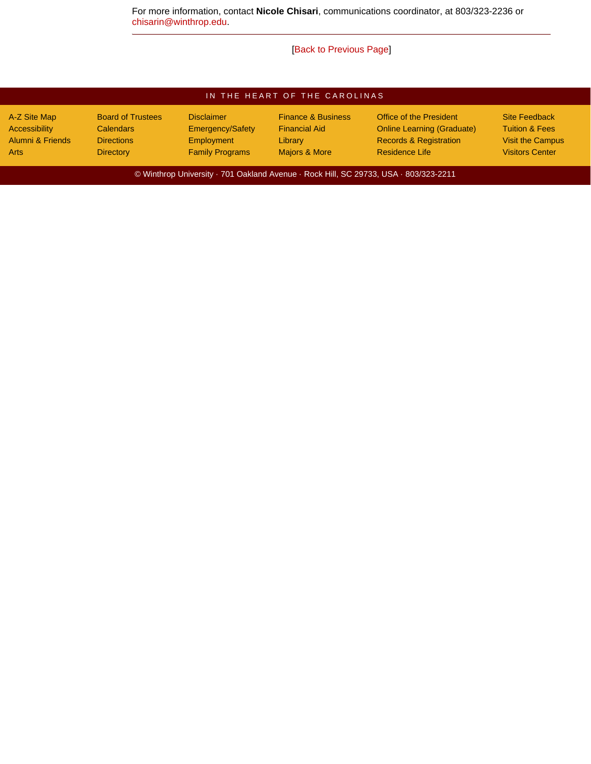For more information, contact **Nicole Chisari**, communications coordinator, at 803/323-2236 or chisarin@winthrop.edu.

---

[Back to Previous Page]

IN THE HEART OF THE CAROLINAS

A-Z Site Map
Accessibility
Alumni & Friends
Arts
Board of Trustees
Calendars
Directions
Directory
Disclaimer
Emergency/Safety
Employment
Family Programs
Finance & Business
Financial Aid
Library
Majors & More
Office of the President
Online Learning (Graduate)
Records & Registration
Residence Life
Site Feedback
Tuition & Fees
Visit the Campus
Visitors Center

© Winthrop University · 701 Oakland Avenue · Rock Hill, SC 29733, USA · 803/323-2211